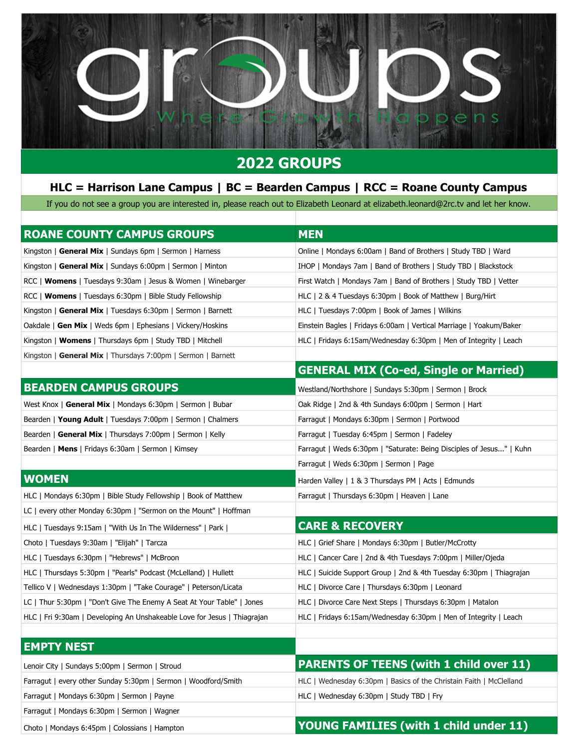# groups

Where Growth Happens

## 2022 GROUPS

**HLC = Harrison Lane Campus | BC = Bearden Campus | RCC = Roane County Campus**

If you do not see a group you are interested in, please reach out to Elizabeth Leonard at elizabeth.leonard@2rc.tv and let her know.

## ROANE COUNTY CAMPUS GROUPS

Kingston | **General Mix** | Sundays 6pm | Sermon | Harness

Kingston | **General Mix** | Sundays 6:00pm | Sermon | Minton

RCC | **Womens** | Tuesdays 9:30am | Jesus & Women | Winebarger

RCC | **Womens** | Tuesdays 6:30pm | Bible Study Fellowship

Kingston | **General Mix** | Tuesdays 6:30pm | Sermon | Barnett

Oakdale | **Gen Mix** | Weds 6pm | Ephesians | Vickery/Hoskins

Kingston | **Womens** | Thursdays 6pm | Study TBD | Mitchell

Kingston | **General Mix** | Thursdays 7:00pm | Sermon | Barnett

## BEARDEN CAMPUS GROUPS

West Knox | **General Mix** | Mondays 6:30pm | Sermon | Bubar

Bearden | **Young Adult** | Tuesdays 7:00pm | Sermon | Chalmers

Bearden | **General Mix** | Thursdays 7:00pm | Sermon | Kelly

Bearden | **Mens** | Fridays 6:30am | Sermon | Kimsey

## WOMEN

HLC | Mondays 6:30pm | Bible Study Fellowship | Book of Matthew

LC | every other Monday 6:30pm | "Sermon on the Mount" | Hoffman

HLC | Tuesdays 9:15am | "With Us In The Wilderness" | Park |

Choto | Tuesdays 9:30am | "Elijah" | Tarcza

HLC | Tuesdays 6:30pm | "Hebrews" | McBroon

HLC | Thursdays 5:30pm | "Pearls" Podcast (McLelland) | Hullett

Tellico V | Wednesdays 1:30pm | "Take Courage" | Peterson/Licata

LC | Thur 5:30pm | "Don't Give The Enemy A Seat At Your Table" | Jones

HLC | Fri 9:30am | Developing An Unshakeable Love for Jesus | Thiagrajan

## EMPTY NEST

Lenoir City | Sundays 5:00pm | Sermon | Stroud

Farragut | every other Sunday 5:30pm | Sermon | Woodford/Smith

Farragut | Mondays 6:30pm | Sermon | Payne

Farragut | Mondays 6:30pm | Sermon | Wagner

Choto | Mondays 6:45pm | Colossians | Hampton

## MEN

Online | Mondays 6:00am | Band of Brothers | Study TBD | Ward

IHOP | Mondays 7am | Band of Brothers | Study TBD | Blackstock

First Watch | Mondays 7am | Band of Brothers | Study TBD | Vetter

HLC | 2 & 4 Tuesdays 6:30pm | Book of Matthew | Burg/Hirt

HLC | Tuesdays 7:00pm | Book of James | Wilkins

Einstein Bagles | Fridays 6:00am | Vertical Marriage | Yoakum/Baker

HLC | Fridays 6:15am/Wednesday 6:30pm | Men of Integrity | Leach

## GENERAL MIX (Co-ed, Single or Married)

Westland/Northshore | Sundays 5:30pm | Sermon | Brock

Oak Ridge | 2nd & 4th Sundays 6:00pm | Sermon | Hart

Farragut | Mondays 6:30pm | Sermon | Portwood

Farragut | Tuesday 6:45pm | Sermon | Fadeley

Farragut | Weds 6:30pm | "Saturate: Being Disciples of Jesus..." | Kuhn

Farragut | Weds 6:30pm | Sermon | Page

Harden Valley | 1 & 3 Thursdays PM | Acts | Edmunds

Farragut | Thursdays 6:30pm | Heaven | Lane

## CARE & RECOVERY

HLC | Grief Share | Mondays 6:30pm | Butler/McCrotty

HLC | Cancer Care | 2nd & 4th Tuesdays 7:00pm | Miller/Ojeda

HLC | Suicide Support Group | 2nd & 4th Tuesday 6:30pm | Thiagrajan

HLC | Divorce Care | Thursdays 6:30pm | Leonard

HLC | Divorce Care Next Steps | Thursdays 6:30pm | Matalon

HLC | Fridays 6:15am/Wednesday 6:30pm | Men of Integrity | Leach

## PARENTS OF TEENS (with 1 child over 11)

HLC | Wednesday 6:30pm | Basics of the Christain Faith | McClelland

HLC | Wednesday 6:30pm | Study TBD | Fry

## YOUNG FAMILIES (with 1 child under 11)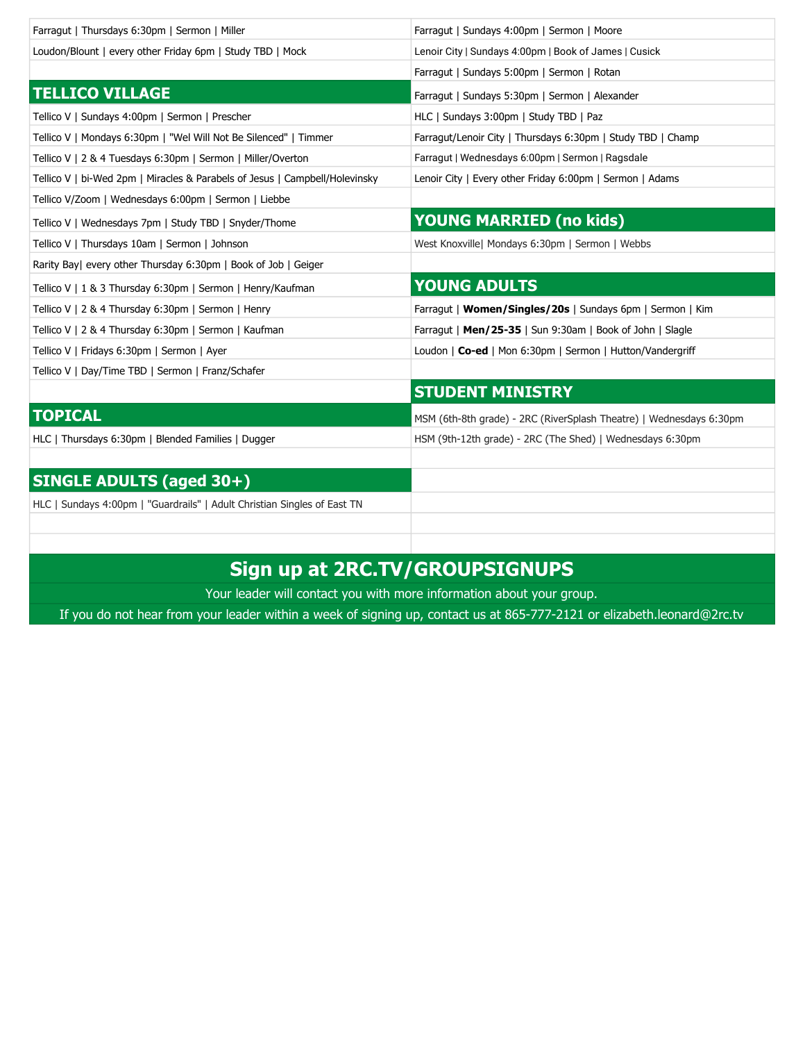Farragut | Thursdays 6:30pm | Sermon | Miller

Loudon/Blount | every other Friday 6pm | Study TBD | Mock

## TELLICO VILLAGE

Tellico V | Sundays 4:00pm | Sermon | Prescher

Tellico V | Mondays 6:30pm | "Wel Will Not Be Silenced" | Timmer

Tellico V | 2 & 4 Tuesdays 6:30pm | Sermon | Miller/Overton

Tellico V | bi-Wed 2pm | Miracles & Parabels of Jesus | Campbell/Holevinsky

Tellico V/Zoom | Wednesdays 6:00pm | Sermon | Liebbe

Tellico V | Wednesdays 7pm | Study TBD | Snyder/Thome

Tellico V | Thursdays 10am | Sermon | Johnson

Rarity Bay| every other Thursday 6:30pm | Book of Job | Geiger

Tellico V | 1 & 3 Thursday 6:30pm | Sermon | Henry/Kaufman

Tellico V | 2 & 4 Thursday 6:30pm | Sermon | Henry

Tellico V | 2 & 4 Thursday 6:30pm | Sermon | Kaufman

Tellico V | Fridays 6:30pm | Sermon | Ayer

Tellico V | Day/Time TBD | Sermon | Franz/Schafer

## TOPICAL

HLC | Thursdays 6:30pm | Blended Families | Dugger

## SINGLE ADULTS (aged 30+)

HLC | Sundays 4:00pm | "Guardrails" | Adult Christian Singles of East TN

Farragut | Sundays 4:00pm | Sermon | Moore

Lenoir City | Sundays 4:00pm | Book of James | Cusick

Farragut | Sundays 5:00pm | Sermon | Rotan

Farragut | Sundays 5:30pm | Sermon | Alexander

HLC | Sundays 3:00pm | Study TBD | Paz

Farragut/Lenoir City | Thursdays 6:30pm | Study TBD | Champ

Farragut | Wednesdays 6:00pm | Sermon | Ragsdale

Lenoir City | Every other Friday 6:00pm | Sermon | Adams

## YOUNG MARRIED (no kids)

West Knoxville| Mondays 6:30pm | Sermon | Webbs

## YOUNG ADULTS

Farragut | **Women/Singles/20s** | Sundays 6pm | Sermon | Kim

Farragut | **Men/25-35** | Sun 9:30am | Book of John | Slagle

Loudon | **Co-ed** | Mon 6:30pm | Sermon | Hutton/Vandergriff

## STUDENT MINISTRY

MSM (6th-8th grade) - 2RC (RiverSplash Theatre) | Wednesdays 6:30pm

HSM (9th-12th grade) - 2RC (The Shed) | Wednesdays 6:30pm

# Sign up at 2RC.TV/GROUPSIGNUPS

Your leader will contact you with more information about your group.

If you do not hear from your leader within a week of signing up, contact us at 865-777-2121 or elizabeth.leonard@2rc.tv